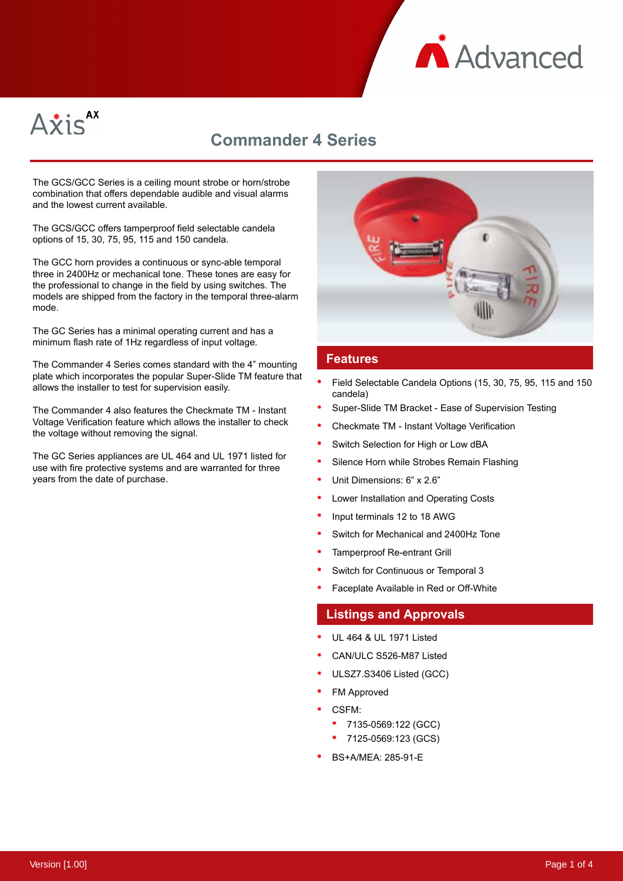Axis AX

# Commander 4 Series

The GCS/GCC Series is a ceiling mount strobe or horn/strobe combination that offers dependable audible and visual alarms and the lowest current available.

The GCS/GCC offers tamperproof field selectable candela options of 15, 30, 75, 95, 115 and 150 candela.

The GCC horn provides a continuous or sync-able temporal three in 2400Hz or mechanical tone. These tones are easy for the professional to change in the field by using switches. The models are shipped from the factory in the temporal three-alarm mode.

The GC Series has a minimal operating current and has a minimum flash rate of 1Hz regardless of input voltage.

The Commander 4 Series comes standard with the 4” mounting plate which incorporates the popular Super-Slide TM feature that allows the installer to test for supervision easily.

The Commander 4 also features the Checkmate TM - Instant Voltage Verification feature which allows the installer to check the voltage without removing the signal.

The GC Series appliances are UL 464 and UL 1971 listed for use with fire protective systems and are warranted for three years from the date of purchase.

## Features

- Field Selectable Candela Options (15, 30, 75, 95, 115 and 150 candela)
- Super-Slide TM Bracket - Ease of Supervision Testing
- Checkmate TM - Instant Voltage Verification
- Switch Selection for High or Low dBA
- Silence Horn while Strobes Remain Flashing
- Unit Dimensions: 6” x 2.6”
- Lower Installation and Operating Costs
- Input terminals 12 to 18 AWG
- Switch for Mechanical and 2400Hz Tone
- Tamperproof Re-entrant Grill
- Switch for Continuous or Temporal 3
- Faceplate Available in Red or Off-White

## Listings and Approvals

- UL 464 & UL 1971 Listed
- CAN/ULC S526-M87 Listed
- ULSZ7.S3406 Listed (GCC)
- FM Approved
- CSFM:
  - 7135-0569:122 (GCC)
  - 7125-0569:123 (GCS)
- BS+A/MEA: 285-91-E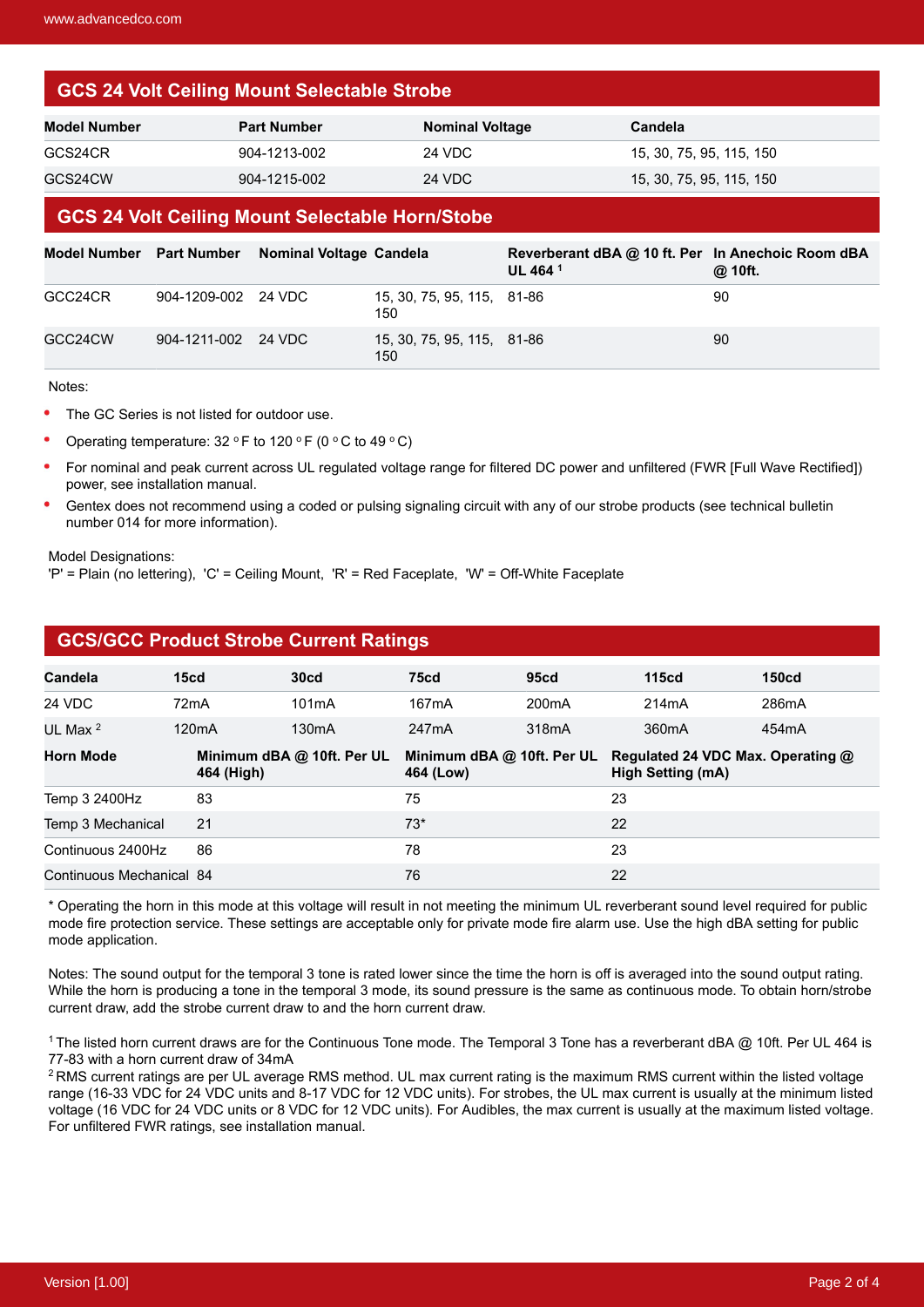## GCS 24 Volt Ceiling Mount Selectable Strobe

| Model Number | Part Number | Nominal Voltage | Candela |
|---|---|---|---|
| GCS24CR | 904-1213-002 | 24 VDC | 15, 30, 75, 95, 115, 150 |
| GCS24CW | 904-1215-002 | 24 VDC | 15, 30, 75, 95, 115, 150 |

## GCS 24 Volt Ceiling Mount Selectable Horn/Stobe

| Model Number | Part Number | Nominal Voltage | Candela | Reverberant dBA @ 10 ft. Per UL 464 [1] | In Anechoic Room dBA @ 10ft. |
|---|---|---|---|---|---|
| GCC24CR | 904-1209-002 | 24 VDC | 15, 30, 75, 95, 115, 150 | 81-86 | 90 |
| GCC24CW | 904-1211-002 | 24 VDC | 15, 30, 75, 95, 115, 150 | 81-86 | 90 |

Notes:

- The GC Series is not listed for outdoor use.
- Operating temperature: 32 °F to 120 °F (0 °C to 49 °C)
- For nominal and peak current across UL regulated voltage range for filtered DC power and unfiltered (FWR [Full Wave Rectified]) power, see installation manual.
- Gentex does not recommend using a coded or pulsing signaling circuit with any of our strobe products (see technical bulletin number 014 for more information).

Model Designations:
'P' = Plain (no lettering), 'C' = Ceiling Mount, 'R' = Red Faceplate, 'W' = Off-White Faceplate

## GCS/GCC Product Strobe Current Ratings

| Candela | 15cd | 30cd | 75cd | 95cd | 115cd | 150cd |
|---|---|---|---|---|---|---|
| 24 VDC | 72mA | 101mA | 167mA | 200mA | 214mA | 286mA |
| UL Max [2] | 120mA | 130mA | 247mA | 318mA | 360mA | 454mA |

| Horn Mode | Minimum dBA @ 10ft. Per UL 464 (High) | Minimum dBA @ 10ft. Per UL 464 (Low) | Regulated 24 VDC Max. Operating @ High Setting (mA) |
|---|---|---|---|
| Temp 3 2400Hz | 83 | 75 | 23 |
| Temp 3 Mechanical | 21 | 73* | 22 |
| Continuous 2400Hz | 86 | 78 | 23 |
| Continuous Mechanical | 84 | 76 | 22 |

\* Operating the horn in this mode at this voltage will result in not meeting the minimum UL reverberant sound level required for public mode fire protection service. These settings are acceptable only for private mode fire alarm use. Use the high dBA setting for public mode application.

Notes: The sound output for the temporal 3 tone is rated lower since the time the horn is off is averaged into the sound output rating. While the horn is producing a tone in the temporal 3 mode, its sound pressure is the same as continuous mode. To obtain horn/strobe current draw, add the strobe current draw to and the horn current draw.

[1] The listed horn current draws are for the Continuous Tone mode. The Temporal 3 Tone has a reverberant dBA @ 10ft. Per UL 464 is 77-83 with a horn current draw of 34mA

[2] RMS current ratings are per UL average RMS method. UL max current rating is the maximum RMS current within the listed voltage range (16-33 VDC for 24 VDC units and 8-17 VDC for 12 VDC units). For strobes, the UL max current is usually at the minimum listed voltage (16 VDC for 24 VDC units or 8 VDC for 12 VDC units). For Audibles, the max current is usually at the maximum listed voltage. For unfiltered FWR ratings, see installation manual.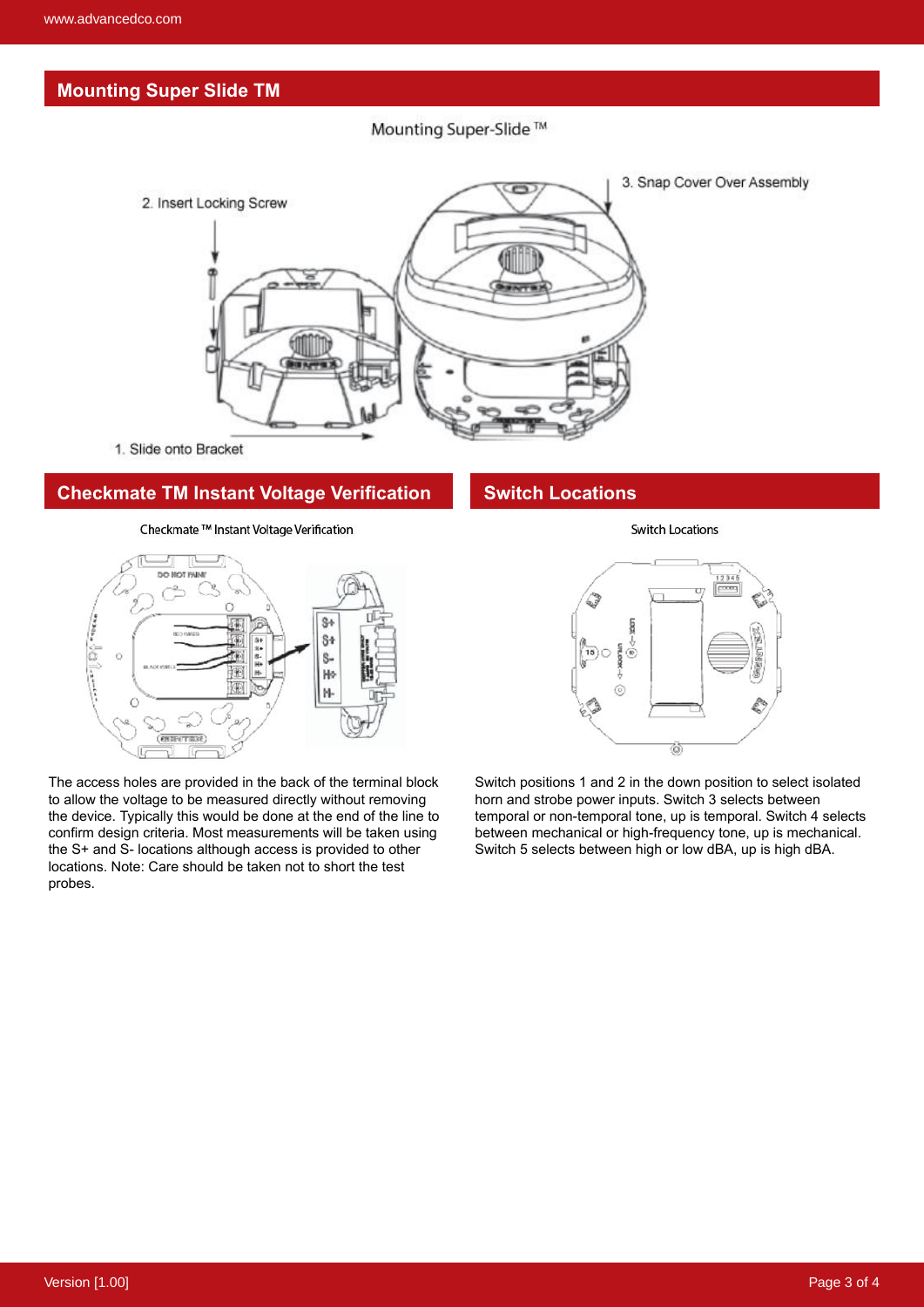## Mounting Super Slide TM

Mounting Super-Slide ™

2. Insert Locking Screw

3. Snap Cover Over Assembly

1. Slide onto Bracket

## Checkmate TM Instant Voltage Verification

Checkmate ™ Instant Voltage Verification

The access holes are provided in the back of the terminal block to allow the voltage to be measured directly without removing the device. Typically this would be done at the end of the line to confirm design criteria. Most measurements will be taken using the S+ and S- locations although access is provided to other locations. Note: Care should be taken not to short the test probes.

## Switch Locations

Switch Locations

Switch positions 1 and 2 in the down position to select isolated horn and strobe power inputs. Switch 3 selects between temporal or non-temporal tone, up is temporal. Switch 4 selects between mechanical or high-frequency tone, up is mechanical. Switch 5 selects between high or low dBA, up is high dBA.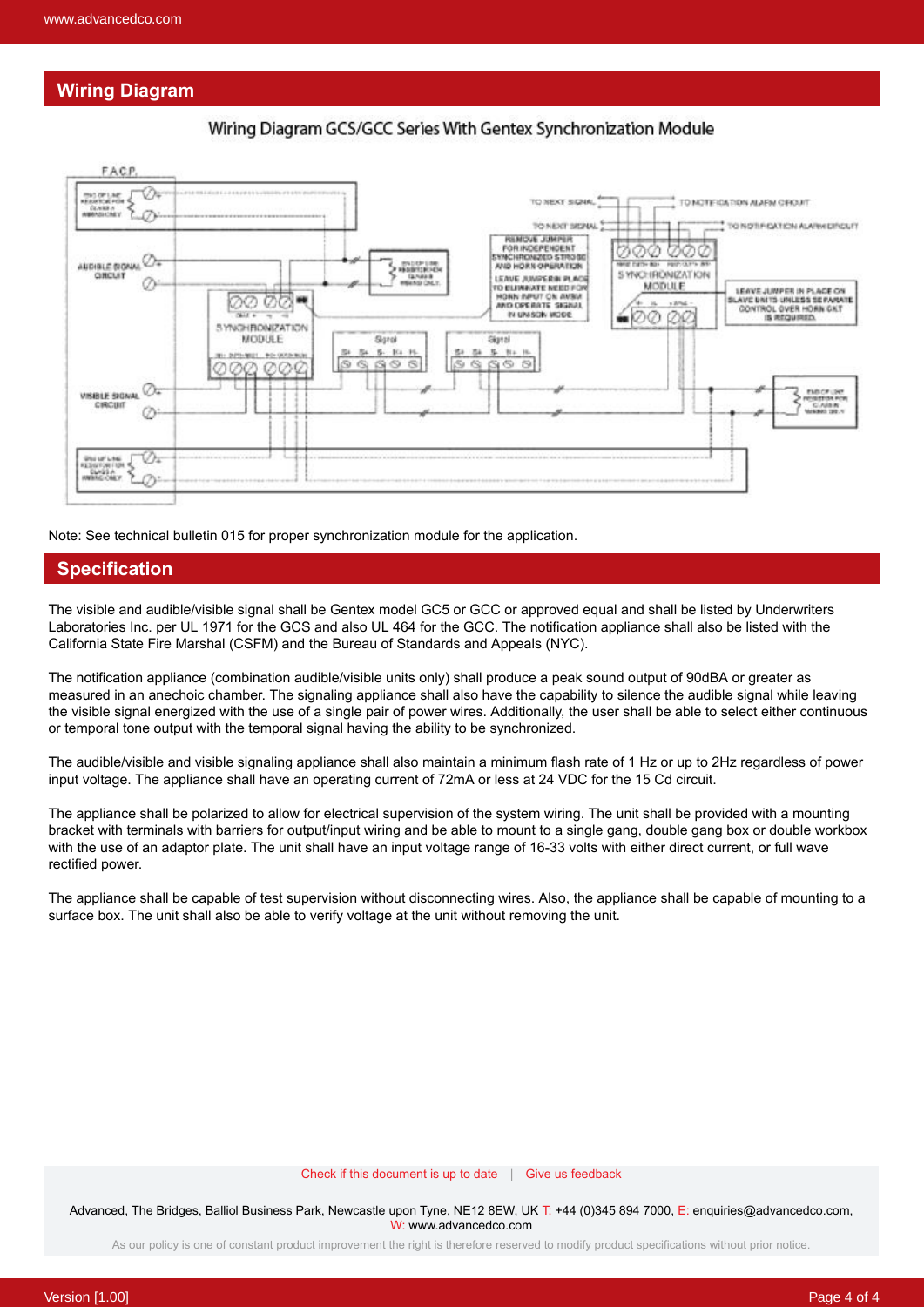## Wiring Diagram

Wiring Diagram GCS/GCC Series With Gentex Synchronization Module

F.A.C.P.

END OF LINE RESISTOR FOR CLASS A WIRING ONLY

AUDIBLE SIGNAL CIRCUIT

END OF LINE RESISTOR FOR CLASS B WIRING ONLY

SYNCHRONIZATION MODULE

Signal

S+ S+ S- H+ H-

TO NEXT SIGNAL

TO NOTIFICATION ALARM CIRCUIT

REMOVE JUMPER FOR INDEPENDENT SYNCHRONIZED STROBE AND HORN OPERATION

LEAVE JUMPER IN PLACE TO ELIMINATE NEED FOR HORN INPUT ON AVSM AND OPERATE SIGNAL IN UNISON MODE

SYNCHRONIZATION MODULE

LEAVE JUMPER IN PLACE ON SLAVE UNITS UNLESS SEPARATE CONTROL OVER HORN CKT IS REQUIRED.

VISIBLE SIGNAL CIRCUIT

END OF LINE RESISTOR FOR CLASS B WIRING ONLY

END OF LINE RESISTOR FOR CLASS A WIRING ONLY

Note: See technical bulletin 015 for proper synchronization module for the application.

## Specification

The visible and audible/visible signal shall be Gentex model GC5 or GCC or approved equal and shall be listed by Underwriters Laboratories Inc. per UL 1971 for the GCS and also UL 464 for the GCC. The notification appliance shall also be listed with the California State Fire Marshal (CSFM) and the Bureau of Standards and Appeals (NYC).

The notification appliance (combination audible/visible units only) shall produce a peak sound output of 90dBA or greater as measured in an anechoic chamber. The signaling appliance shall also have the capability to silence the audible signal while leaving the visible signal energized with the use of a single pair of power wires. Additionally, the user shall be able to select either continuous or temporal tone output with the temporal signal having the ability to be synchronized.

The audible/visible and visible signaling appliance shall also maintain a minimum flash rate of 1 Hz or up to 2Hz regardless of power input voltage. The appliance shall have an operating current of 72mA or less at 24 VDC for the 15 Cd circuit.

The appliance shall be polarized to allow for electrical supervision of the system wiring. The unit shall be provided with a mounting bracket with terminals with barriers for output/input wiring and be able to mount to a single gang, double gang box or double workbox with the use of an adaptor plate. The unit shall have an input voltage range of 16-33 volts with either direct current, or full wave rectified power.

The appliance shall be capable of test supervision without disconnecting wires. Also, the appliance shall be capable of mounting to a surface box. The unit shall also be able to verify voltage at the unit without removing the unit.

Check if this document is up to date | Give us feedback

Advanced, The Bridges, Balliol Business Park, Newcastle upon Tyne, NE12 8EW, UK T: +44 (0)345 894 7000, E: enquiries@advancedco.com, W: www.advancedco.com

As our policy is one of constant product improvement the right is therefore reserved to modify product specifications without prior notice.

Version [1.00]